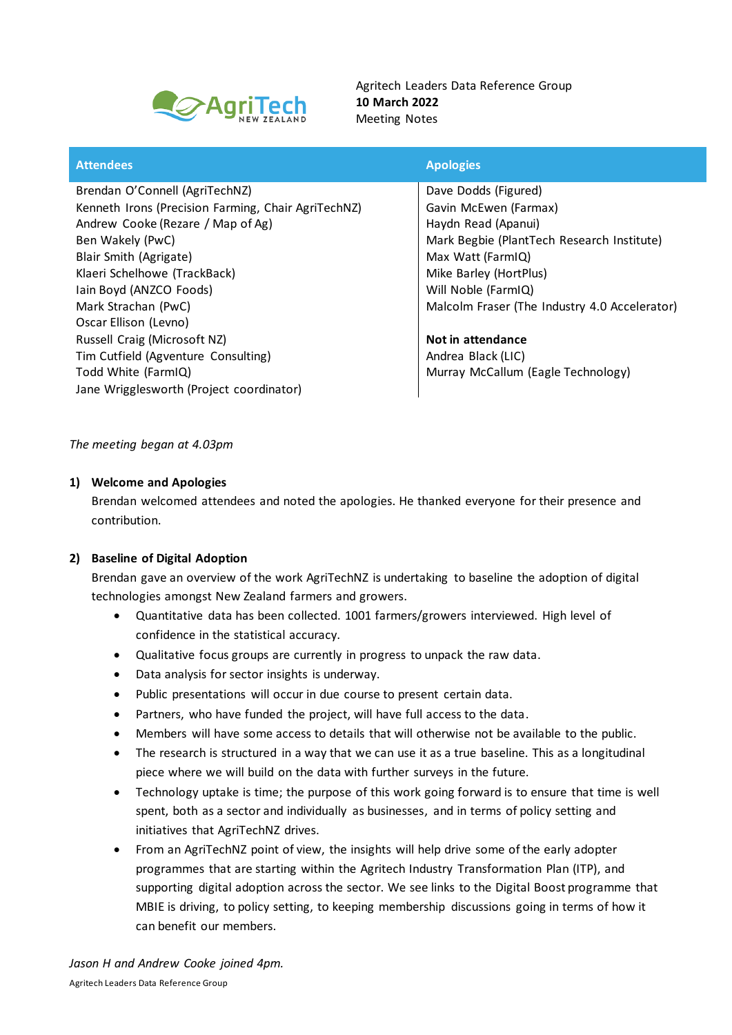Agritech Leaders Data Reference Group
**10 March 2022**
Meeting Notes

| Attendees | Apologies |
|---|---|
| Brendan O'Connell (AgriTechNZ) | Dave Dodds (Figured) |
| Kenneth Irons (Precision Farming, Chair AgriTechNZ) | Gavin McEwen (Farmax) |
| Andrew Cooke (Rezare / Map of Ag) | Haydn Read (Apanui) |
| Ben Wakely (PwC) | Mark Begbie (PlantTech Research Institute) |
| Blair Smith (Agrigate) | Max Watt (FarmIQ) |
| Klaeri Schelhowe (TrackBack) | Mike Barley (HortPlus) |
| Iain Boyd (ANZCO Foods) | Will Noble (FarmIQ) |
| Mark Strachan (PwC) | Malcolm Fraser (The Industry 4.0 Accelerator) |
| Oscar Ellison (Levno) | |
| Russell Craig (Microsoft NZ) | **Not in attendance** |
| Tim Cutfield (Agventure Consulting) | Andrea Black (LIC) |
| Todd White (FarmIQ) | Murray McCallum (Eagle Technology) |
| Jane Wrigglesworth (Project coordinator) | |

*The meeting began at 4.03pm*

1) **Welcome and Apologies**

   Brendan welcomed attendees and noted the apologies. He thanked everyone for their presence and contribution.

2) **Baseline of Digital Adoption**

   Brendan gave an overview of the work AgriTechNZ is undertaking to baseline the adoption of digital technologies amongst New Zealand farmers and growers.

   - Quantitative data has been collected. 1001 farmers/growers interviewed. High level of confidence in the statistical accuracy.
   - Qualitative focus groups are currently in progress to unpack the raw data.
   - Data analysis for sector insights is underway.
   - Public presentations will occur in due course to present certain data.
   - Partners, who have funded the project, will have full access to the data.
   - Members will have some access to details that will otherwise not be available to the public.
   - The research is structured in a way that we can use it as a true baseline. This as a longitudinal piece where we will build on the data with further surveys in the future.
   - Technology uptake is time; the purpose of this work going forward is to ensure that time is well spent, both as a sector and individually as businesses, and in terms of policy setting and initiatives that AgriTechNZ drives.
   - From an AgriTechNZ point of view, the insights will help drive some of the early adopter programmes that are starting within the Agritech Industry Transformation Plan (ITP), and supporting digital adoption across the sector. We see links to the Digital Boost programme that MBIE is driving, to policy setting, to keeping membership discussions going in terms of how it can benefit our members.

*Jason H and Andrew Cooke joined 4pm.*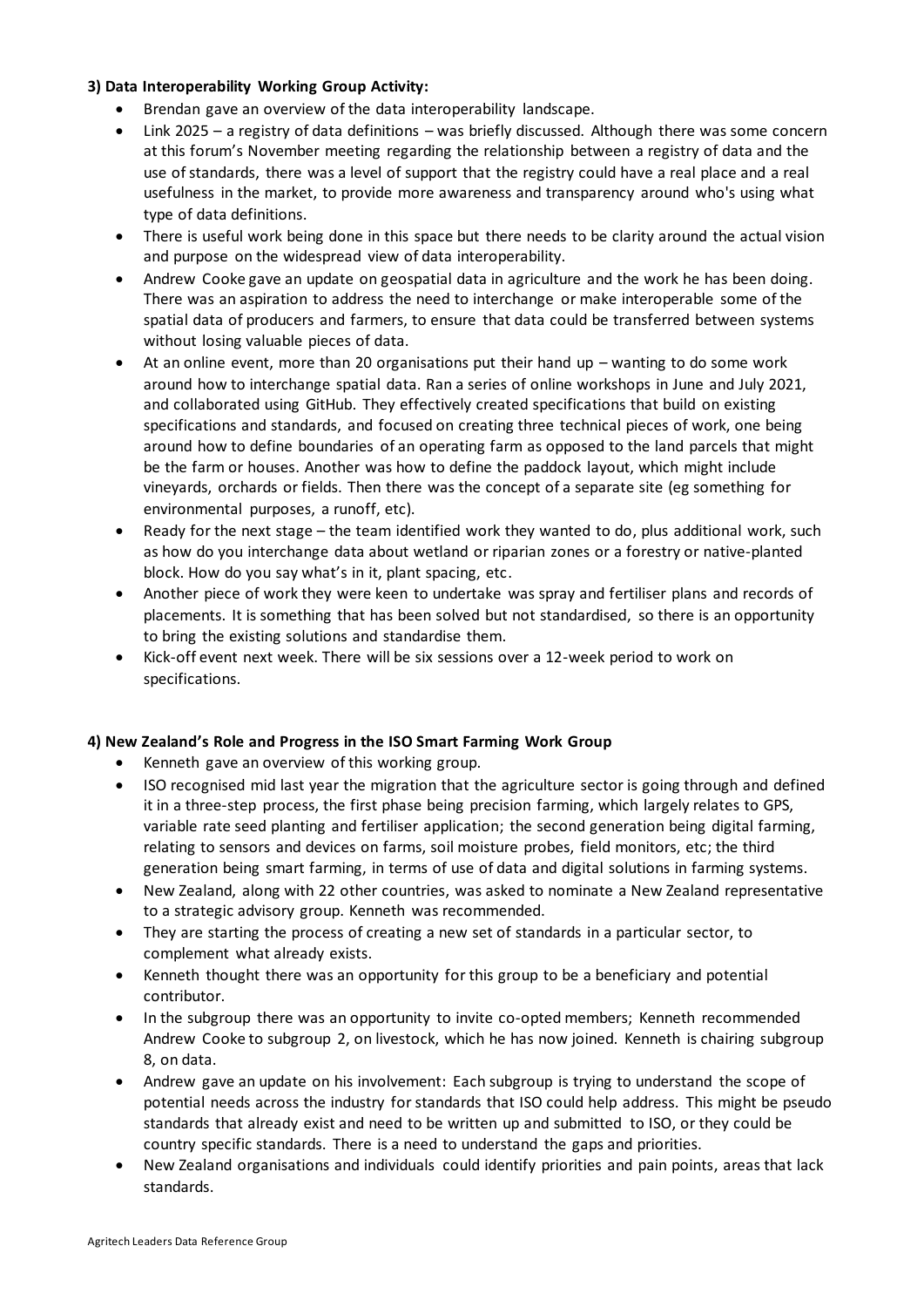**3) Data Interoperability Working Group Activity:**

- Brendan gave an overview of the data interoperability landscape.
- Link 2025 – a registry of data definitions – was briefly discussed. Although there was some concern at this forum's November meeting regarding the relationship between a registry of data and the use of standards, there was a level of support that the registry could have a real place and a real usefulness in the market, to provide more awareness and transparency around who's using what type of data definitions.
- There is useful work being done in this space but there needs to be clarity around the actual vision and purpose on the widespread view of data interoperability.
- Andrew Cooke gave an update on geospatial data in agriculture and the work he has been doing. There was an aspiration to address the need to interchange or make interoperable some of the spatial data of producers and farmers, to ensure that data could be transferred between systems without losing valuable pieces of data.
- At an online event, more than 20 organisations put their hand up – wanting to do some work around how to interchange spatial data. Ran a series of online workshops in June and July 2021, and collaborated using GitHub. They effectively created specifications that build on existing specifications and standards, and focused on creating three technical pieces of work, one being around how to define boundaries of an operating farm as opposed to the land parcels that might be the farm or houses. Another was how to define the paddock layout, which might include vineyards, orchards or fields. Then there was the concept of a separate site (eg something for environmental purposes, a runoff, etc).
- Ready for the next stage – the team identified work they wanted to do, plus additional work, such as how do you interchange data about wetland or riparian zones or a forestry or native-planted block. How do you say what's in it, plant spacing, etc.
- Another piece of work they were keen to undertake was spray and fertiliser plans and records of placements. It is something that has been solved but not standardised, so there is an opportunity to bring the existing solutions and standardise them.
- Kick-off event next week. There will be six sessions over a 12-week period to work on specifications.

**4) New Zealand's Role and Progress in the ISO Smart Farming Work Group**

- Kenneth gave an overview of this working group.
- ISO recognised mid last year the migration that the agriculture sector is going through and defined it in a three-step process, the first phase being precision farming, which largely relates to GPS, variable rate seed planting and fertiliser application; the second generation being digital farming, relating to sensors and devices on farms, soil moisture probes, field monitors, etc; the third generation being smart farming, in terms of use of data and digital solutions in farming systems.
- New Zealand, along with 22 other countries, was asked to nominate a New Zealand representative to a strategic advisory group. Kenneth was recommended.
- They are starting the process of creating a new set of standards in a particular sector, to complement what already exists.
- Kenneth thought there was an opportunity for this group to be a beneficiary and potential contributor.
- In the subgroup there was an opportunity to invite co-opted members; Kenneth recommended Andrew Cooke to subgroup 2, on livestock, which he has now joined. Kenneth is chairing subgroup 8, on data.
- Andrew gave an update on his involvement: Each subgroup is trying to understand the scope of potential needs across the industry for standards that ISO could help address. This might be pseudo standards that already exist and need to be written up and submitted to ISO, or they could be country specific standards. There is a need to understand the gaps and priorities.
- New Zealand organisations and individuals could identify priorities and pain points, areas that lack standards.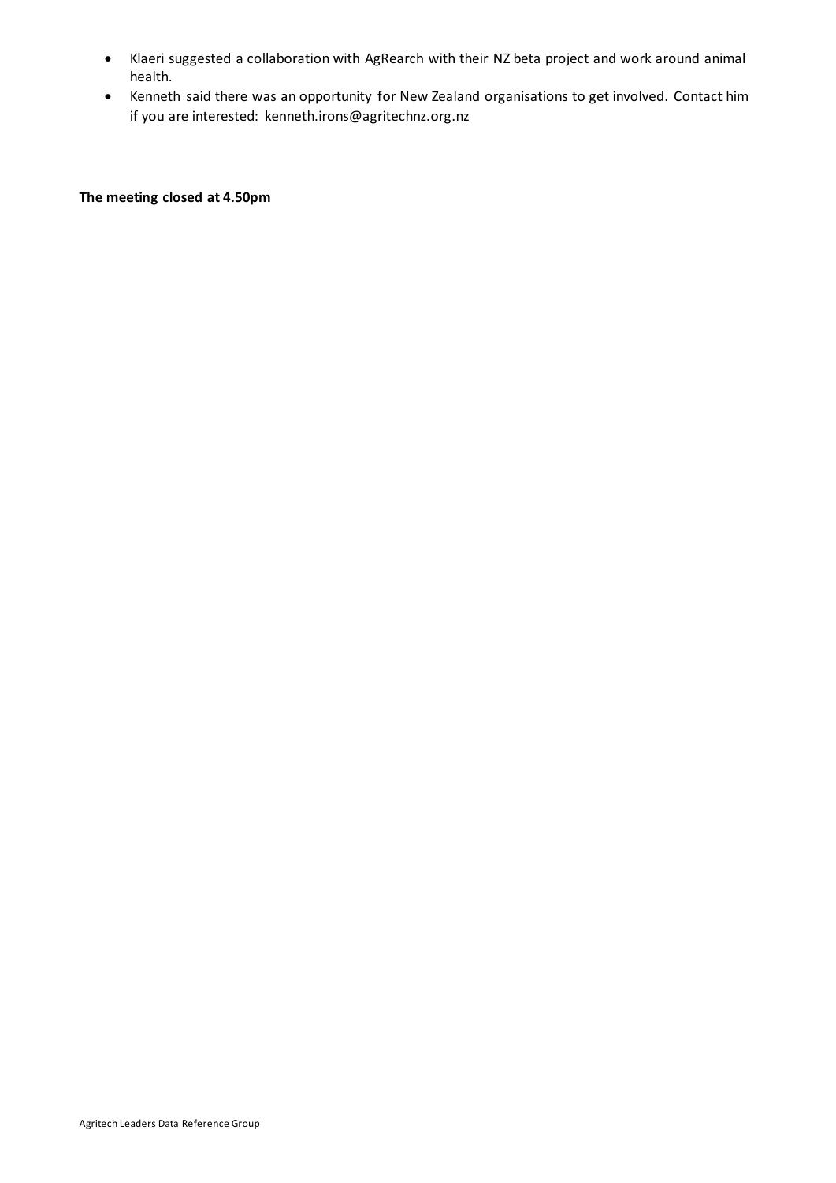- Klaeri suggested a collaboration with AgRearch with their NZ beta project and work around animal health.
- Kenneth said there was an opportunity for New Zealand organisations to get involved. Contact him if you are interested: kenneth.irons@agritechnz.org.nz

**The meeting closed at 4.50pm**